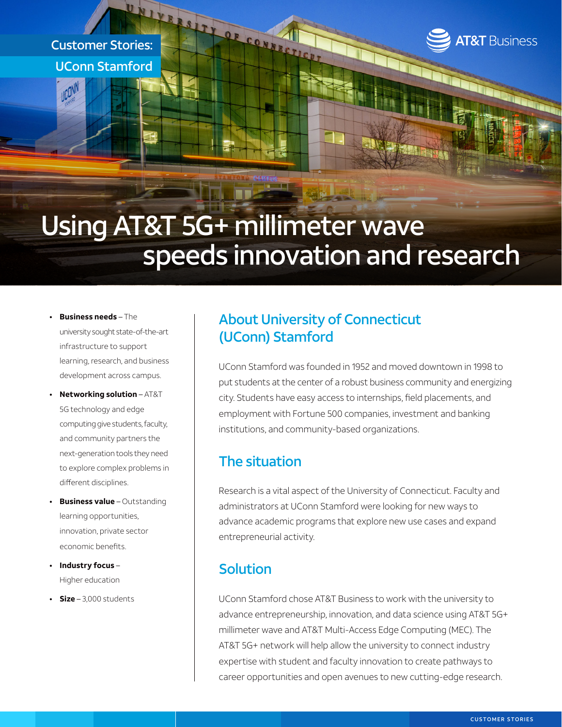Customer Stories:
UConn Stamford

AT&T Business

# Using AT&T 5G+ millimeter wave speeds innovation and research

- **Business needs** – The university sought state-of-the-art infrastructure to support learning, research, and business development across campus.
- **Networking solution** – AT&T 5G technology and edge computing give students, faculty, and community partners the next-generation tools they need to explore complex problems in different disciplines.
- **Business value** – Outstanding learning opportunities, innovation, private sector economic benefits.
- **Industry focus** – Higher education
- **Size** – 3,000 students

## About University of Connecticut (UConn) Stamford

UConn Stamford was founded in 1952 and moved downtown in 1998 to put students at the center of a robust business community and energizing city. Students have easy access to internships, field placements, and employment with Fortune 500 companies, investment and banking institutions, and community-based organizations.

## The situation

Research is a vital aspect of the University of Connecticut. Faculty and administrators at UConn Stamford were looking for new ways to advance academic programs that explore new use cases and expand entrepreneurial activity.

## Solution

UConn Stamford chose AT&T Business to work with the university to advance entrepreneurship, innovation, and data science using AT&T 5G+ millimeter wave and AT&T Multi-Access Edge Computing (MEC). The AT&T 5G+ network will help allow the university to connect industry expertise with student and faculty innovation to create pathways to career opportunities and open avenues to new cutting-edge research.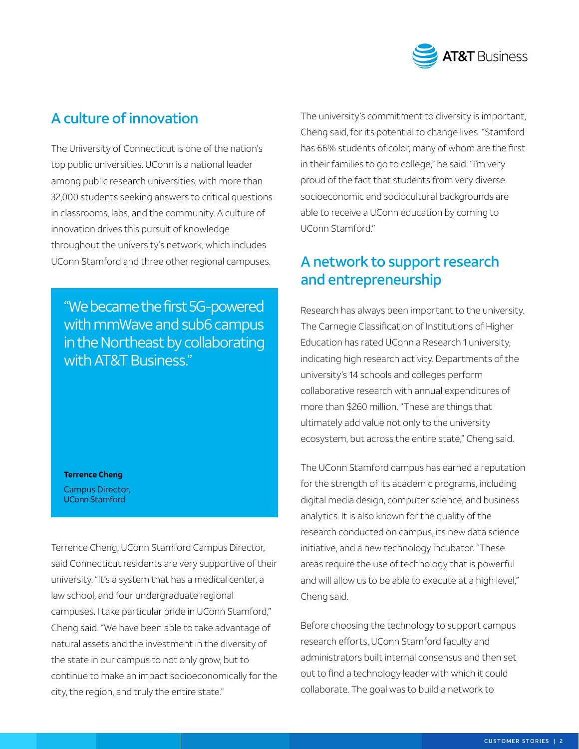## A culture of innovation

The University of Connecticut is one of the nation's top public universities. UConn is a national leader among public research universities, with more than 32,000 students seeking answers to critical questions in classrooms, labs, and the community. A culture of innovation drives this pursuit of knowledge throughout the university's network, which includes UConn Stamford and three other regional campuses.

> "We became the first 5G-powered with mmWave and sub6 campus in the Northeast by collaborating with AT&T Business."
>
> **Terrence Cheng**
> Campus Director, UConn Stamford

Terrence Cheng, UConn Stamford Campus Director, said Connecticut residents are very supportive of their university. "It's a system that has a medical center, a law school, and four undergraduate regional campuses. I take particular pride in UConn Stamford," Cheng said. "We have been able to take advantage of natural assets and the investment in the diversity of the state in our campus to not only grow, but to continue to make an impact socioeconomically for the city, the region, and truly the entire state."

The university's commitment to diversity is important, Cheng said, for its potential to change lives. "Stamford has 66% students of color, many of whom are the first in their families to go to college," he said. "I'm very proud of the fact that students from very diverse socioeconomic and sociocultural backgrounds are able to receive a UConn education by coming to UConn Stamford."

## A network to support research and entrepreneurship

Research has always been important to the university. The Carnegie Classification of Institutions of Higher Education has rated UConn a Research 1 university, indicating high research activity. Departments of the university's 14 schools and colleges perform collaborative research with annual expenditures of more than $260 million. "These are things that ultimately add value not only to the university ecosystem, but across the entire state," Cheng said.

The UConn Stamford campus has earned a reputation for the strength of its academic programs, including digital media design, computer science, and business analytics. It is also known for the quality of the research conducted on campus, its new data science initiative, and a new technology incubator. "These areas require the use of technology that is powerful and will allow us to be able to execute at a high level," Cheng said.

Before choosing the technology to support campus research efforts, UConn Stamford faculty and administrators built internal consensus and then set out to find a technology leader with which it could collaborate. The goal was to build a network to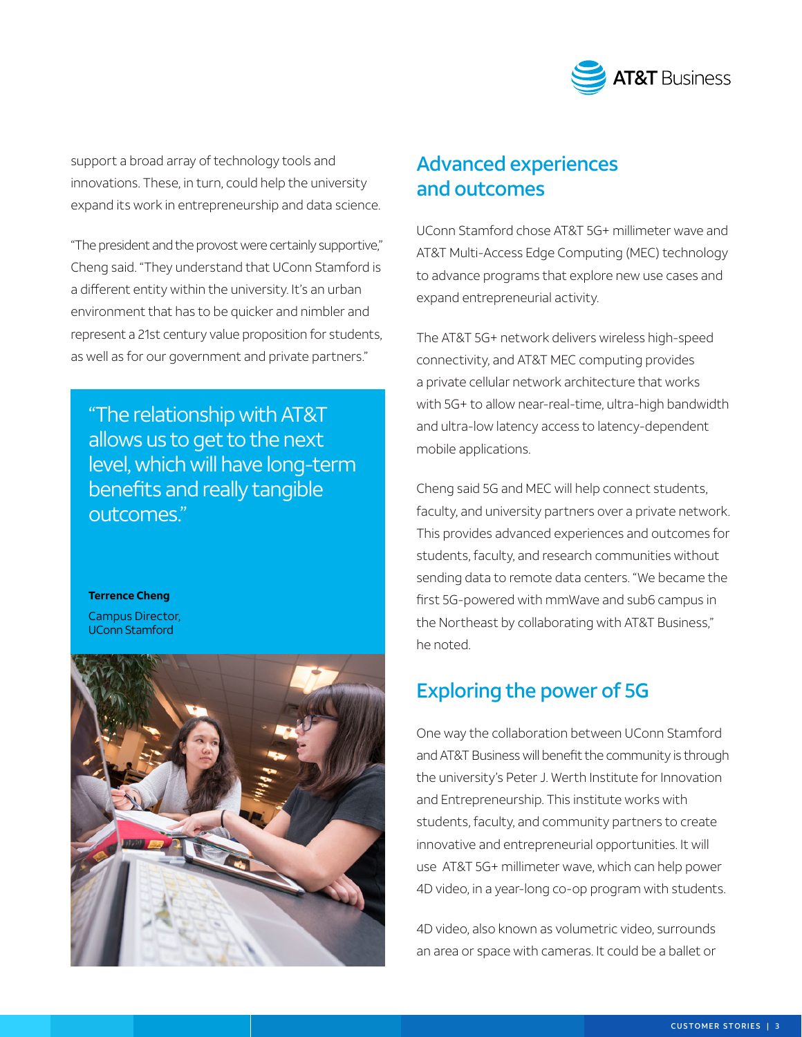support a broad array of technology tools and innovations. These, in turn, could help the university expand its work in entrepreneurship and data science.

"The president and the provost were certainly supportive," Cheng said. "They understand that UConn Stamford is a different entity within the university. It's an urban environment that has to be quicker and nimbler and represent a 21st century value proposition for students, as well as for our government and private partners."

> "The relationship with AT&T allows us to get to the next level, which will have long-term benefits and really tangible outcomes."
>
> **Terrence Cheng**
> Campus Director, UConn Stamford

## Advanced experiences and outcomes

UConn Stamford chose AT&T 5G+ millimeter wave and AT&T Multi-Access Edge Computing (MEC) technology to advance programs that explore new use cases and expand entrepreneurial activity.

The AT&T 5G+ network delivers wireless high-speed connectivity, and AT&T MEC computing provides a private cellular network architecture that works with 5G+ to allow near-real-time, ultra-high bandwidth and ultra-low latency access to latency-dependent mobile applications.

Cheng said 5G and MEC will help connect students, faculty, and university partners over a private network. This provides advanced experiences and outcomes for students, faculty, and research communities without sending data to remote data centers. "We became the first 5G-powered with mmWave and sub6 campus in the Northeast by collaborating with AT&T Business," he noted.

## Exploring the power of 5G

One way the collaboration between UConn Stamford and AT&T Business will benefit the community is through the university's Peter J. Werth Institute for Innovation and Entrepreneurship. This institute works with students, faculty, and community partners to create innovative and entrepreneurial opportunities. It will use AT&T 5G+ millimeter wave, which can help power 4D video, in a year-long co-op program with students.

4D video, also known as volumetric video, surrounds an area or space with cameras. It could be a ballet or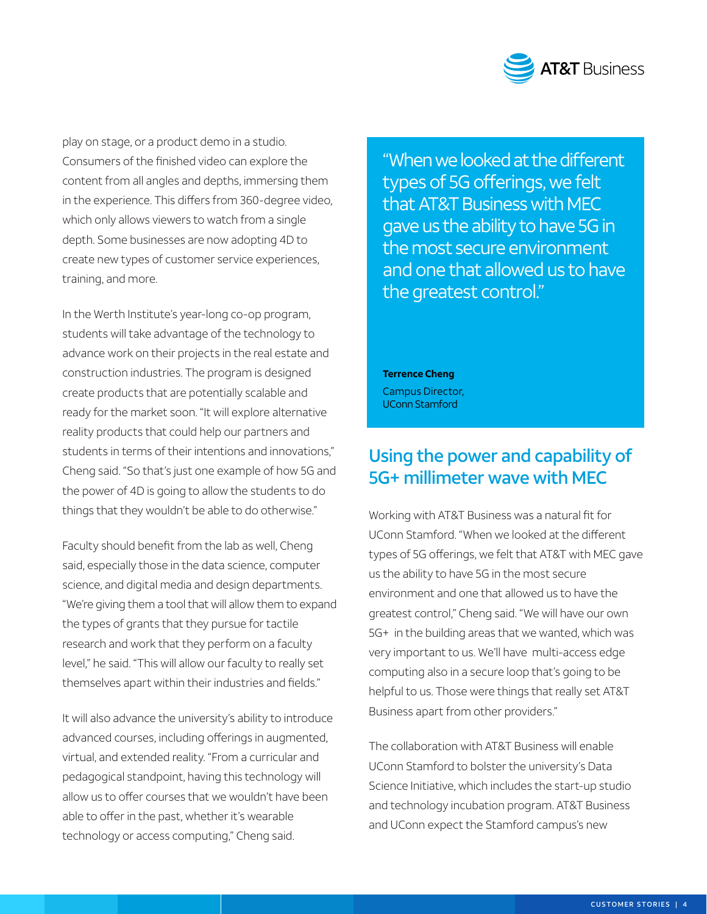play on stage, or a product demo in a studio. Consumers of the finished video can explore the content from all angles and depths, immersing them in the experience. This differs from 360-degree video, which only allows viewers to watch from a single depth. Some businesses are now adopting 4D to create new types of customer service experiences, training, and more.

In the Werth Institute's year-long co-op program, students will take advantage of the technology to advance work on their projects in the real estate and construction industries. The program is designed create products that are potentially scalable and ready for the market soon. "It will explore alternative reality products that could help our partners and students in terms of their intentions and innovations," Cheng said. "So that's just one example of how 5G and the power of 4D is going to allow the students to do things that they wouldn't be able to do otherwise."

Faculty should benefit from the lab as well, Cheng said, especially those in the data science, computer science, and digital media and design departments. "We're giving them a tool that will allow them to expand the types of grants that they pursue for tactile research and work that they perform on a faculty level," he said. "This will allow our faculty to really set themselves apart within their industries and fields."

It will also advance the university's ability to introduce advanced courses, including offerings in augmented, virtual, and extended reality. "From a curricular and pedagogical standpoint, having this technology will allow us to offer courses that we wouldn't have been able to offer in the past, whether it's wearable technology or access computing," Cheng said.

> "When we looked at the different types of 5G offerings, we felt that AT&T Business with MEC gave us the ability to have 5G in the most secure environment and one that allowed us to have the greatest control."
>
> **Terrence Cheng**
> Campus Director,
> UConn Stamford

## Using the power and capability of 5G+ millimeter wave with MEC

Working with AT&T Business was a natural fit for UConn Stamford. "When we looked at the different types of 5G offerings, we felt that AT&T with MEC gave us the ability to have 5G in the most secure environment and one that allowed us to have the greatest control," Cheng said. "We will have our own 5G+ in the building areas that we wanted, which was very important to us. We'll have multi-access edge computing also in a secure loop that's going to be helpful to us. Those were things that really set AT&T Business apart from other providers."

The collaboration with AT&T Business will enable UConn Stamford to bolster the university's Data Science Initiative, which includes the start-up studio and technology incubation program. AT&T Business and UConn expect the Stamford campus's new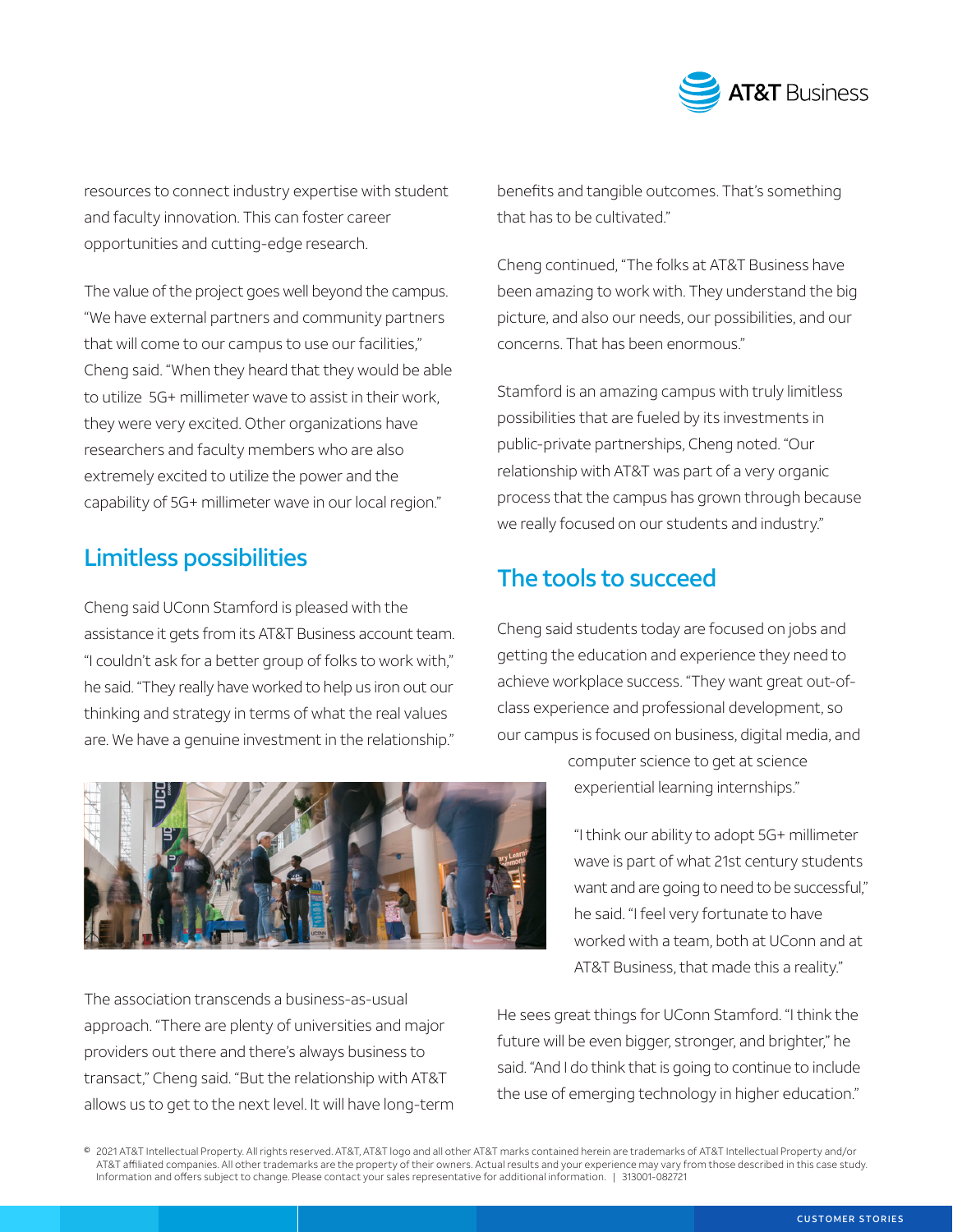resources to connect industry expertise with student and faculty innovation. This can foster career opportunities and cutting-edge research.

The value of the project goes well beyond the campus. "We have external partners and community partners that will come to our campus to use our facilities," Cheng said. "When they heard that they would be able to utilize 5G+ millimeter wave to assist in their work, they were very excited. Other organizations have researchers and faculty members who are also extremely excited to utilize the power and the capability of 5G+ millimeter wave in our local region."

## Limitless possibilities

Cheng said UConn Stamford is pleased with the assistance it gets from its AT&T Business account team. "I couldn't ask for a better group of folks to work with," he said. "They really have worked to help us iron out our thinking and strategy in terms of what the real values are. We have a genuine investment in the relationship."

The association transcends a business-as-usual approach. "There are plenty of universities and major providers out there and there's always business to transact," Cheng said. "But the relationship with AT&T allows us to get to the next level. It will have long-term benefits and tangible outcomes. That's something that has to be cultivated."

Cheng continued, "The folks at AT&T Business have been amazing to work with. They understand the big picture, and also our needs, our possibilities, and our concerns. That has been enormous."

Stamford is an amazing campus with truly limitless possibilities that are fueled by its investments in public-private partnerships, Cheng noted. "Our relationship with AT&T was part of a very organic process that the campus has grown through because we really focused on our students and industry."

## The tools to succeed

Cheng said students today are focused on jobs and getting the education and experience they need to achieve workplace success. "They want great out-of-class experience and professional development, so our campus is focused on business, digital media, and computer science to get at science experiential learning internships."

"I think our ability to adopt 5G+ millimeter wave is part of what 21st century students want and are going to need to be successful," he said. "I feel very fortunate to have worked with a team, both at UConn and at AT&T Business, that made this a reality."

He sees great things for UConn Stamford. "I think the future will be even bigger, stronger, and brighter," he said. "And I do think that is going to continue to include the use of emerging technology in higher education."

© 2021 AT&T Intellectual Property. All rights reserved. AT&T, AT&T logo and all other AT&T marks contained herein are trademarks of AT&T Intellectual Property and/or AT&T affiliated companies. All other trademarks are the property of their owners. Actual results and your experience may vary from those described in this case study. Information and offers subject to change. Please contact your sales representative for additional information. | 313001-082721